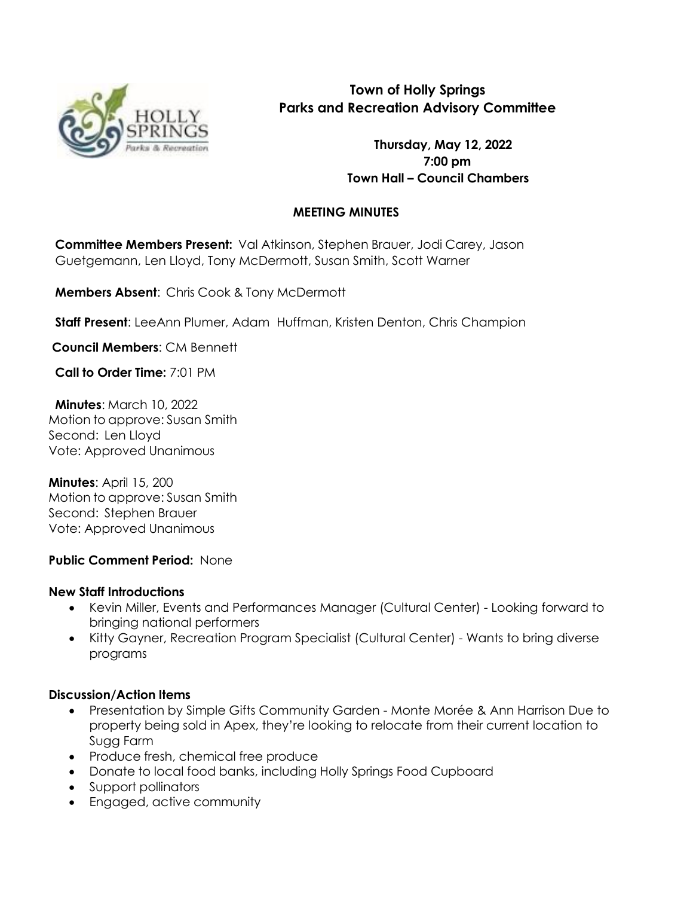# Town of Holly Springs
## Parks and Recreation Advisory Committee

**Thursday, May 12, 2022**
**7:00 pm**
**Town Hall – Council Chambers**

### MEETING MINUTES

**Committee Members Present:** Val Atkinson, Stephen Brauer, Jodi Carey, Jason Guetgemann, Len Lloyd, Tony McDermott, Susan Smith, Scott Warner

**Members Absent**: Chris Cook & Tony McDermott

**Staff Present**: LeeAnn Plumer, Adam Huffman, Kristen Denton, Chris Champion

**Council Members**: CM Bennett

**Call to Order Time:** 7:01 PM

**Minutes**: March 10, 2022
Motion to approve: Susan Smith
Second: Len Lloyd
Vote: Approved Unanimous

**Minutes**: April 15, 200
Motion to approve: Susan Smith
Second: Stephen Brauer
Vote: Approved Unanimous

**Public Comment Period:** None

**New Staff Introductions**

- Kevin Miller, Events and Performances Manager (Cultural Center) - Looking forward to bringing national performers
- Kitty Gayner, Recreation Program Specialist (Cultural Center) - Wants to bring diverse programs

**Discussion/Action Items**

- Presentation by Simple Gifts Community Garden - Monte Morée & Ann Harrison Due to property being sold in Apex, they're looking to relocate from their current location to Sugg Farm
- Produce fresh, chemical free produce
- Donate to local food banks, including Holly Springs Food Cupboard
- Support pollinators
- Engaged, active community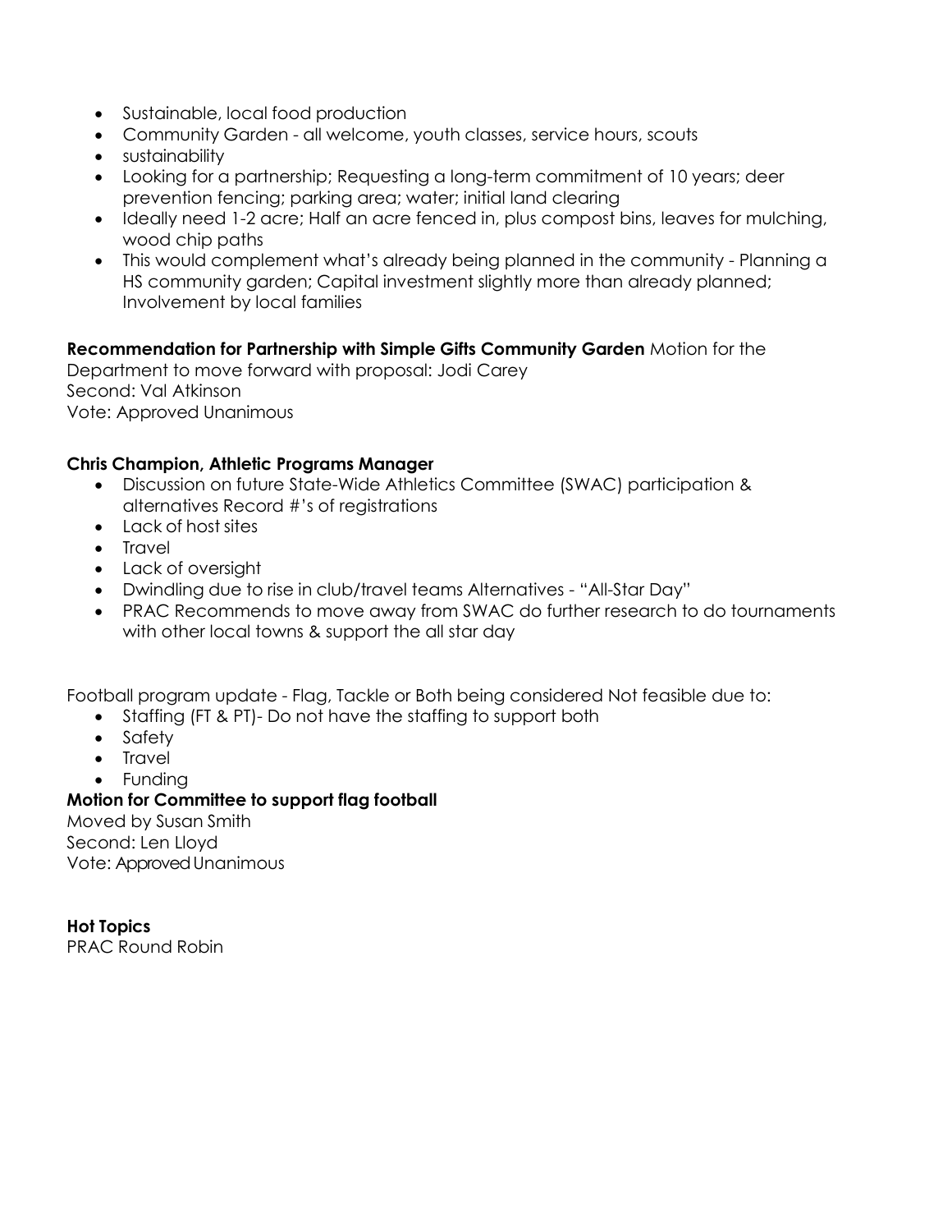- Sustainable, local food production
- Community Garden - all welcome, youth classes, service hours, scouts
- sustainability
- Looking for a partnership; Requesting a long-term commitment of 10 years; deer prevention fencing; parking area; water; initial land clearing
- Ideally need 1-2 acre; Half an acre fenced in, plus compost bins, leaves for mulching, wood chip paths
- This would complement what's already being planned in the community - Planning a HS community garden; Capital investment slightly more than already planned; Involvement by local families

**Recommendation for Partnership with Simple Gifts Community Garden** Motion for the Department to move forward with proposal: Jodi Carey
Second: Val Atkinson
Vote: Approved Unanimous

**Chris Champion, Athletic Programs Manager**

- Discussion on future State-Wide Athletics Committee (SWAC) participation & alternatives Record #'s of registrations
- Lack of host sites
- Travel
- Lack of oversight
- Dwindling due to rise in club/travel teams Alternatives - "All-Star Day"
- PRAC Recommends to move away from SWAC do further research to do tournaments with other local towns & support the all star day

Football program update - Flag, Tackle or Both being considered Not feasible due to:

- Staffing (FT & PT)- Do not have the staffing to support both
- Safety
- Travel
- Funding

**Motion for Committee to support flag football**
Moved by Susan Smith
Second: Len Lloyd
Vote: Approved Unanimous

**Hot Topics**
PRAC Round Robin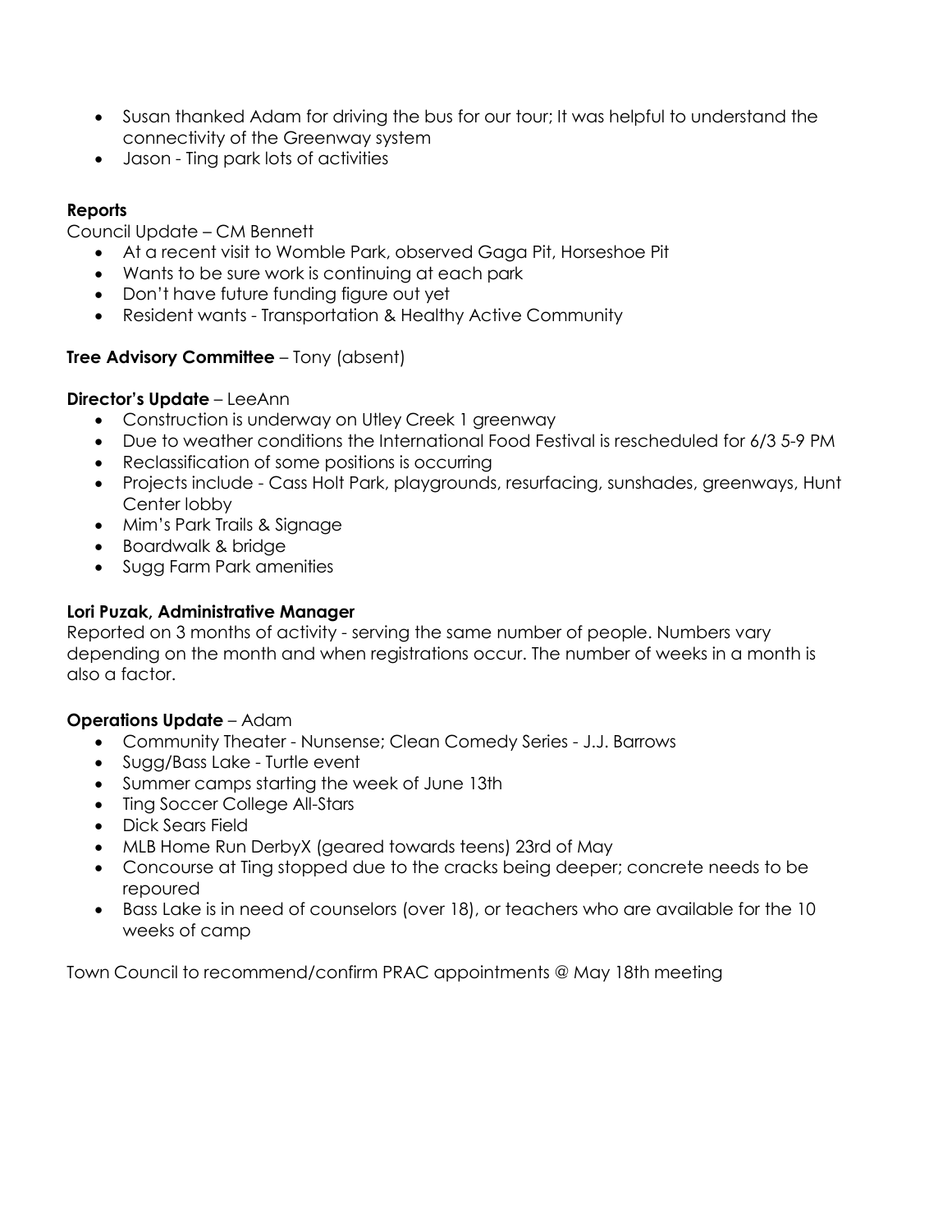- Susan thanked Adam for driving the bus for our tour; It was helpful to understand the connectivity of the Greenway system
- Jason - Ting park lots of activities

**Reports**

Council Update – CM Bennett

- At a recent visit to Womble Park, observed Gaga Pit, Horseshoe Pit
- Wants to be sure work is continuing at each park
- Don't have future funding figure out yet
- Resident wants - Transportation & Healthy Active Community

**Tree Advisory Committee** – Tony (absent)

**Director's Update** – LeeAnn

- Construction is underway on Utley Creek 1 greenway
- Due to weather conditions the International Food Festival is rescheduled for 6/3 5-9 PM
- Reclassification of some positions is occurring
- Projects include - Cass Holt Park, playgrounds, resurfacing, sunshades, greenways, Hunt Center lobby
- Mim's Park Trails & Signage
- Boardwalk & bridge
- Sugg Farm Park amenities

**Lori Puzak, Administrative Manager**

Reported on 3 months of activity - serving the same number of people. Numbers vary depending on the month and when registrations occur. The number of weeks in a month is also a factor.

**Operations Update** – Adam

- Community Theater - Nunsense; Clean Comedy Series - J.J. Barrows
- Sugg/Bass Lake - Turtle event
- Summer camps starting the week of June 13th
- Ting Soccer College All-Stars
- Dick Sears Field
- MLB Home Run DerbyX (geared towards teens) 23rd of May
- Concourse at Ting stopped due to the cracks being deeper; concrete needs to be repoured
- Bass Lake is in need of counselors (over 18), or teachers who are available for the 10 weeks of camp

Town Council to recommend/confirm PRAC appointments @ May 18th meeting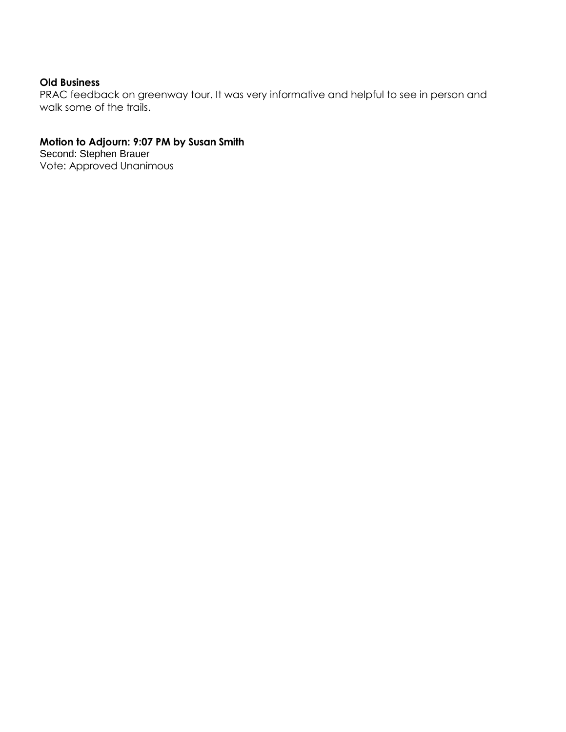**Old Business**

PRAC feedback on greenway tour. It was very informative and helpful to see in person and walk some of the trails.

**Motion to Adjourn: 9:07 PM by Susan Smith**

Second: Stephen Brauer

Vote: Approved Unanimous